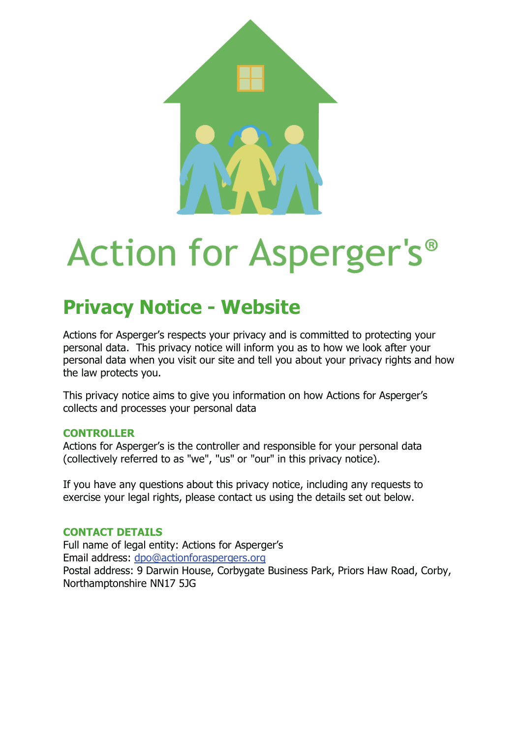# Action for Asperger's®

## Privacy Notice - Website

Actions for Asperger's respects your privacy and is committed to protecting your personal data. This privacy notice will inform you as to how we look after your personal data when you visit our site and tell you about your privacy rights and how the law protects you.

This privacy notice aims to give you information on how Actions for Asperger's collects and processes your personal data

### CONTROLLER

Actions for Asperger's is the controller and responsible for your personal data (collectively referred to as "we", "us" or "our" in this privacy notice).

If you have any questions about this privacy notice, including any requests to exercise your legal rights, please contact us using the details set out below.

### CONTACT DETAILS

Full name of legal entity: Actions for Asperger's
Email address: dpo@actionforaspergers.org
Postal address: 9 Darwin House, Corbygate Business Park, Priors Haw Road, Corby, Northamptonshire NN17 5JG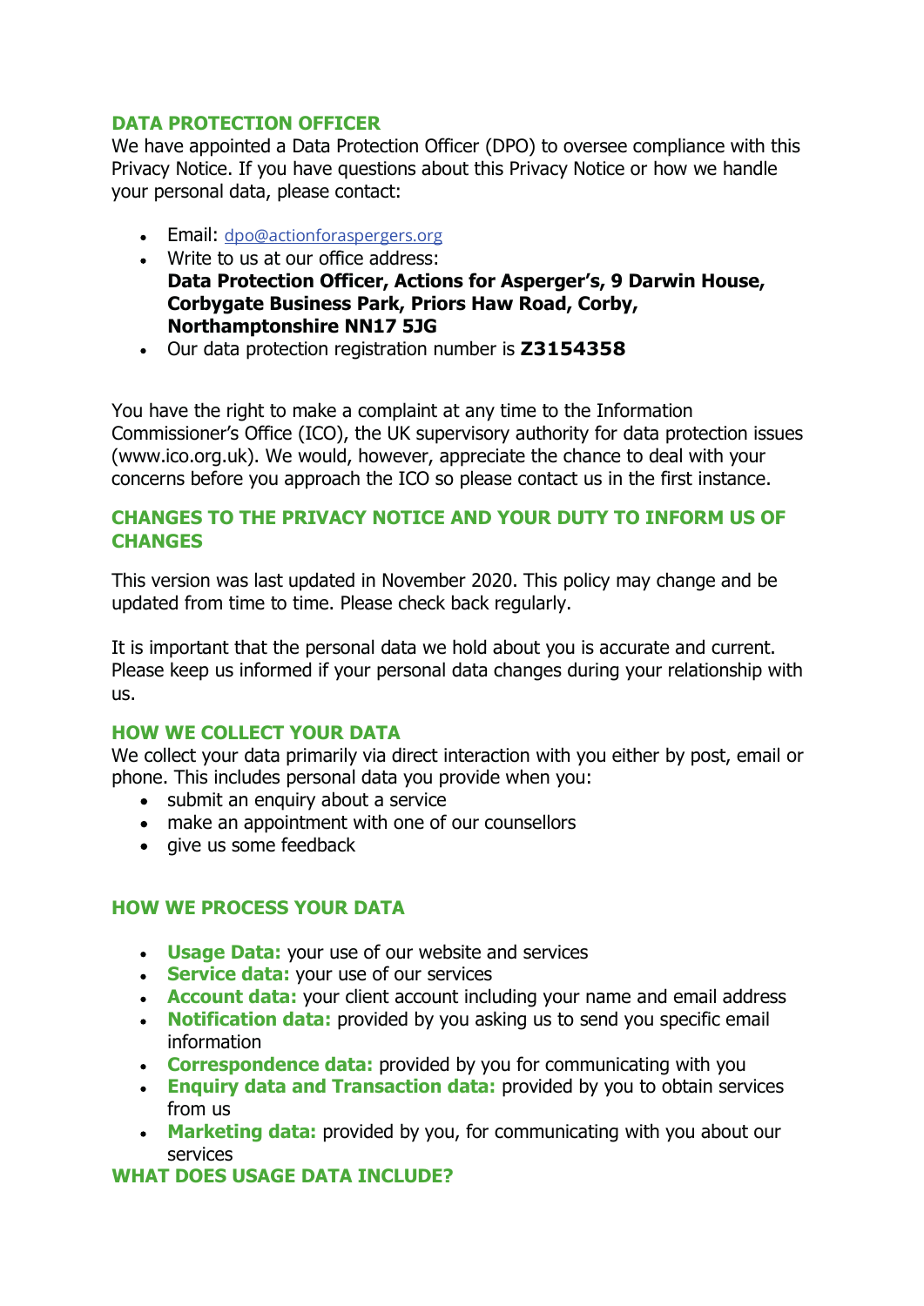## DATA PROTECTION OFFICER

We have appointed a Data Protection Officer (DPO) to oversee compliance with this Privacy Notice. If you have questions about this Privacy Notice or how we handle your personal data, please contact:

- Email: dpo@actionforaspergers.org
- Write to us at our office address:
  **Data Protection Officer, Actions for Asperger's, 9 Darwin House, Corbygate Business Park, Priors Haw Road, Corby, Northamptonshire NN17 5JG**
- Our data protection registration number is **Z3154358**

You have the right to make a complaint at any time to the Information Commissioner's Office (ICO), the UK supervisory authority for data protection issues (www.ico.org.uk). We would, however, appreciate the chance to deal with your concerns before you approach the ICO so please contact us in the first instance.

## CHANGES TO THE PRIVACY NOTICE AND YOUR DUTY TO INFORM US OF CHANGES

This version was last updated in November 2020. This policy may change and be updated from time to time. Please check back regularly.

It is important that the personal data we hold about you is accurate and current. Please keep us informed if your personal data changes during your relationship with us.

## HOW WE COLLECT YOUR DATA

We collect your data primarily via direct interaction with you either by post, email or phone. This includes personal data you provide when you:

- submit an enquiry about a service
- make an appointment with one of our counsellors
- give us some feedback

## HOW WE PROCESS YOUR DATA

- **Usage Data:** your use of our website and services
- **Service data:** your use of our services
- **Account data:** your client account including your name and email address
- **Notification data:** provided by you asking us to send you specific email information
- **Correspondence data:** provided by you for communicating with you
- **Enquiry data and Transaction data:** provided by you to obtain services from us
- **Marketing data:** provided by you, for communicating with you about our services

## WHAT DOES USAGE DATA INCLUDE?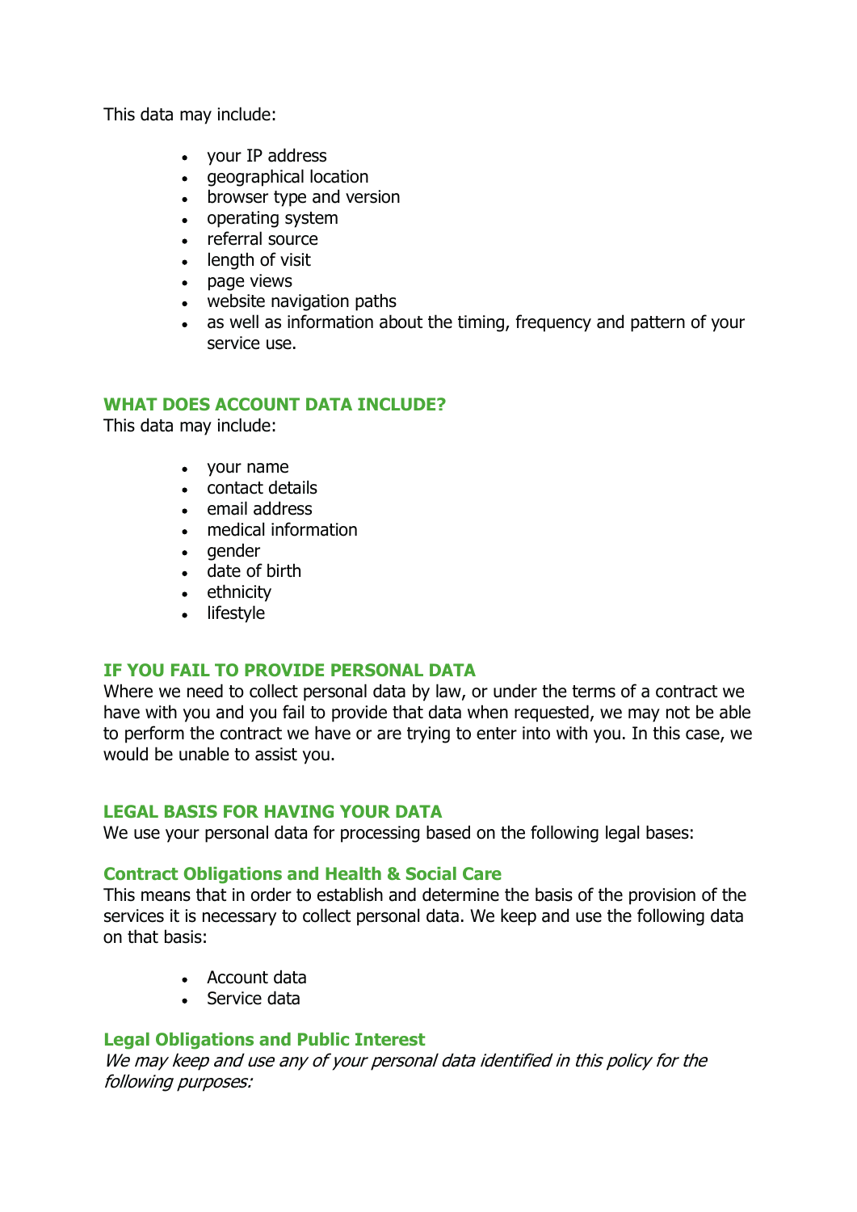This data may include:

- your IP address
- geographical location
- browser type and version
- operating system
- referral source
- length of visit
- page views
- website navigation paths
- as well as information about the timing, frequency and pattern of your service use.

## WHAT DOES ACCOUNT DATA INCLUDE?

This data may include:

- your name
- contact details
- email address
- medical information
- gender
- date of birth
- ethnicity
- lifestyle

## IF YOU FAIL TO PROVIDE PERSONAL DATA

Where we need to collect personal data by law, or under the terms of a contract we have with you and you fail to provide that data when requested, we may not be able to perform the contract we have or are trying to enter into with you. In this case, we would be unable to assist you.

## LEGAL BASIS FOR HAVING YOUR DATA

We use your personal data for processing based on the following legal bases:

### Contract Obligations and Health & Social Care

This means that in order to establish and determine the basis of the provision of the services it is necessary to collect personal data. We keep and use the following data on that basis:

- Account data
- Service data

### Legal Obligations and Public Interest

*We may keep and use any of your personal data identified in this policy for the following purposes:*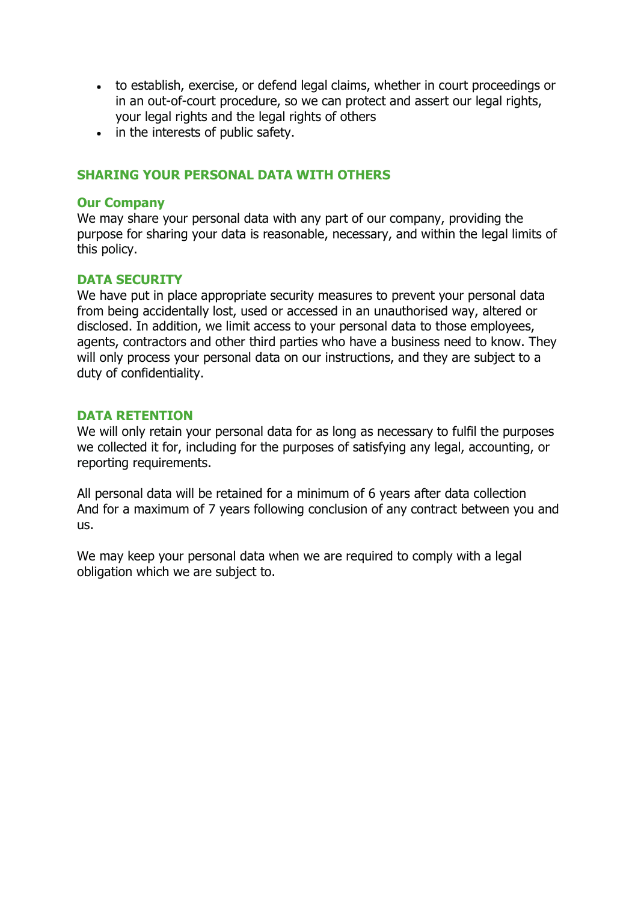- to establish, exercise, or defend legal claims, whether in court proceedings or in an out-of-court procedure, so we can protect and assert our legal rights, your legal rights and the legal rights of others
- in the interests of public safety.

## SHARING YOUR PERSONAL DATA WITH OTHERS

### Our Company

We may share your personal data with any part of our company, providing the purpose for sharing your data is reasonable, necessary, and within the legal limits of this policy.

## DATA SECURITY

We have put in place appropriate security measures to prevent your personal data from being accidentally lost, used or accessed in an unauthorised way, altered or disclosed. In addition, we limit access to your personal data to those employees, agents, contractors and other third parties who have a business need to know. They will only process your personal data on our instructions, and they are subject to a duty of confidentiality.

## DATA RETENTION

We will only retain your personal data for as long as necessary to fulfil the purposes we collected it for, including for the purposes of satisfying any legal, accounting, or reporting requirements.

All personal data will be retained for a minimum of 6 years after data collection And for a maximum of 7 years following conclusion of any contract between you and us.

We may keep your personal data when we are required to comply with a legal obligation which we are subject to.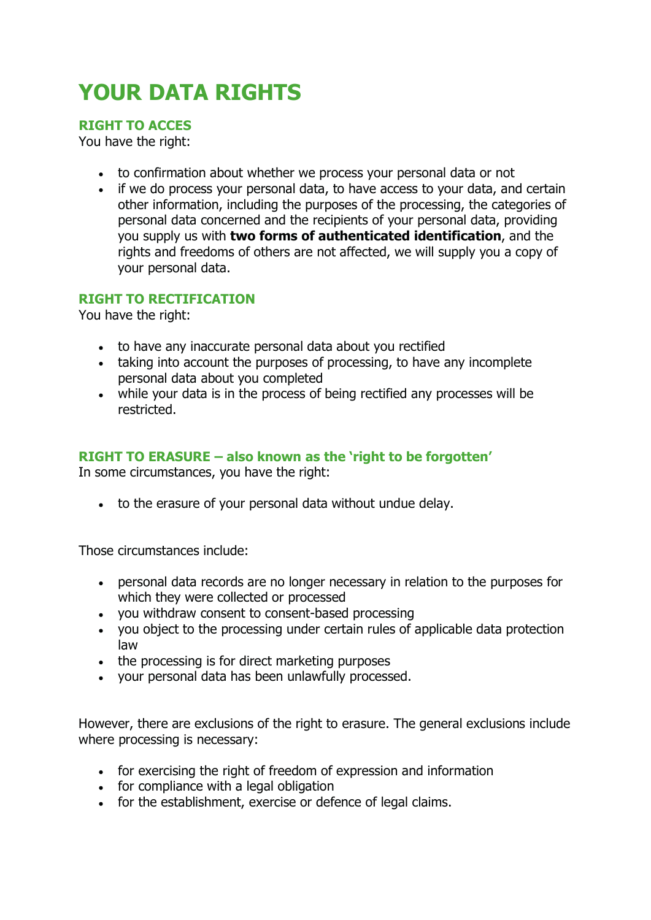# YOUR DATA RIGHTS

### RIGHT TO ACCES

You have the right:

- to confirmation about whether we process your personal data or not
- if we do process your personal data, to have access to your data, and certain other information, including the purposes of the processing, the categories of personal data concerned and the recipients of your personal data, providing you supply us with **two forms of authenticated identification**, and the rights and freedoms of others are not affected, we will supply you a copy of your personal data.

### RIGHT TO RECTIFICATION

You have the right:

- to have any inaccurate personal data about you rectified
- taking into account the purposes of processing, to have any incomplete personal data about you completed
- while your data is in the process of being rectified any processes will be restricted.

### RIGHT TO ERASURE – also known as the 'right to be forgotten'

In some circumstances, you have the right:

- to the erasure of your personal data without undue delay.

Those circumstances include:

- personal data records are no longer necessary in relation to the purposes for which they were collected or processed
- you withdraw consent to consent-based processing
- you object to the processing under certain rules of applicable data protection law
- the processing is for direct marketing purposes
- your personal data has been unlawfully processed.

However, there are exclusions of the right to erasure. The general exclusions include where processing is necessary:

- for exercising the right of freedom of expression and information
- for compliance with a legal obligation
- for the establishment, exercise or defence of legal claims.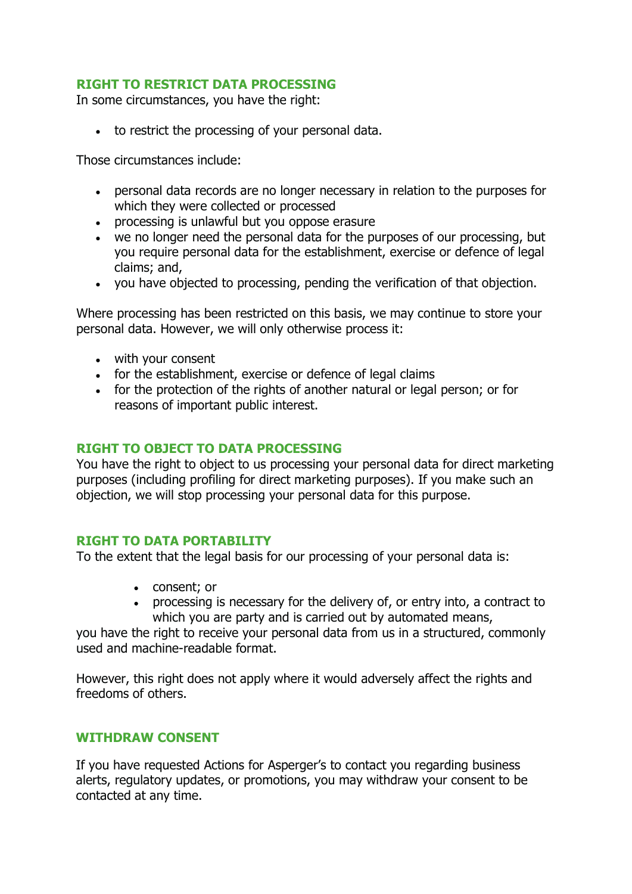## RIGHT TO RESTRICT DATA PROCESSING

In some circumstances, you have the right:

- to restrict the processing of your personal data.

Those circumstances include:

- personal data records are no longer necessary in relation to the purposes for which they were collected or processed
- processing is unlawful but you oppose erasure
- we no longer need the personal data for the purposes of our processing, but you require personal data for the establishment, exercise or defence of legal claims; and,
- you have objected to processing, pending the verification of that objection.

Where processing has been restricted on this basis, we may continue to store your personal data. However, we will only otherwise process it:

- with your consent
- for the establishment, exercise or defence of legal claims
- for the protection of the rights of another natural or legal person; or for reasons of important public interest.

## RIGHT TO OBJECT TO DATA PROCESSING

You have the right to object to us processing your personal data for direct marketing purposes (including profiling for direct marketing purposes). If you make such an objection, we will stop processing your personal data for this purpose.

## RIGHT TO DATA PORTABILITY

To the extent that the legal basis for our processing of your personal data is:

- consent; or
- processing is necessary for the delivery of, or entry into, a contract to which you are party and is carried out by automated means,

you have the right to receive your personal data from us in a structured, commonly used and machine-readable format.

However, this right does not apply where it would adversely affect the rights and freedoms of others.

## WITHDRAW CONSENT

If you have requested Actions for Asperger's to contact you regarding business alerts, regulatory updates, or promotions, you may withdraw your consent to be contacted at any time.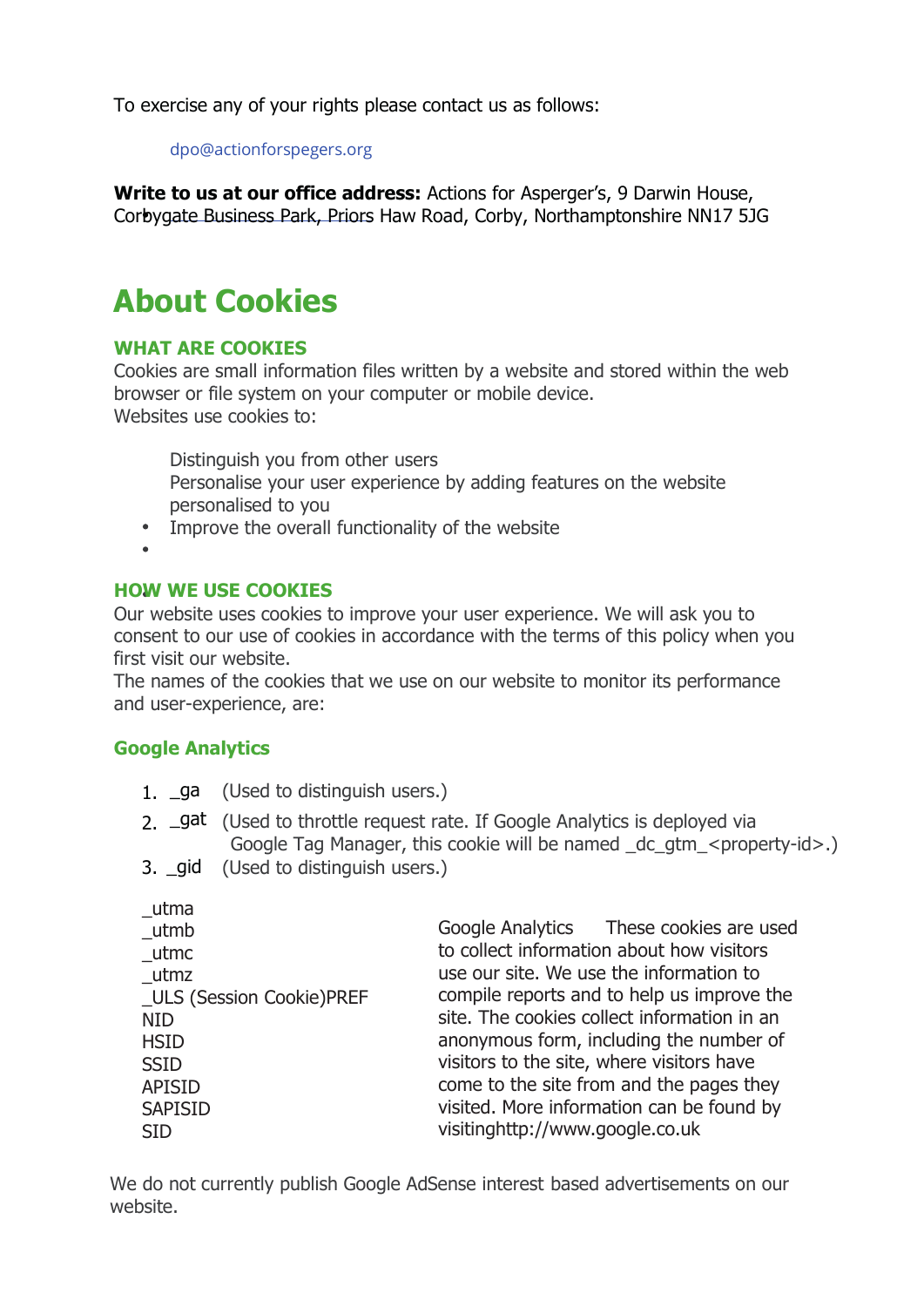To exercise any of your rights please contact us as follows:

dpo@actionforspegers.org

**Write to us at our office address:** Actions for Asperger's, 9 Darwin House, Corbygate Business Park, Priors Haw Road, Corby, Northamptonshire NN17 5JG

# About Cookies

### WHAT ARE COOKIES

Cookies are small information files written by a website and stored within the web browser or file system on your computer or mobile device.
Websites use cookies to:

- Distinguish you from other users
- Personalise your user experience by adding features on the website personalised to you
- Improve the overall functionality of the website

### HOW WE USE COOKIES

Our website uses cookies to improve your user experience. We will ask you to consent to our use of cookies in accordance with the terms of this policy when you first visit our website.
The names of the cookies that we use on our website to monitor its performance and user-experience, are:

### Google Analytics

1. _ga (Used to distinguish users.)
2. _gat (Used to throttle request rate. If Google Analytics is deployed via Google Tag Manager, this cookie will be named _dc_gtm_<property-id>.)
3. _gid (Used to distinguish users.)

| | |
|---|---|
| _utma<br>_utmb<br>_utmc<br>_utmz<br>_ULS (Session Cookie)PREF<br>NID<br>HSID<br>SSID<br>APISID<br>SAPISID<br>SID | Google Analytics These cookies are used to collect information about how visitors use our site. We use the information to compile reports and to help us improve the site. The cookies collect information in an anonymous form, including the number of visitors to the site, where visitors have come to the site from and the pages they visited. More information can be found by visitinghttp://www.google.co.uk |

We do not currently publish Google AdSense interest based advertisements on our website.